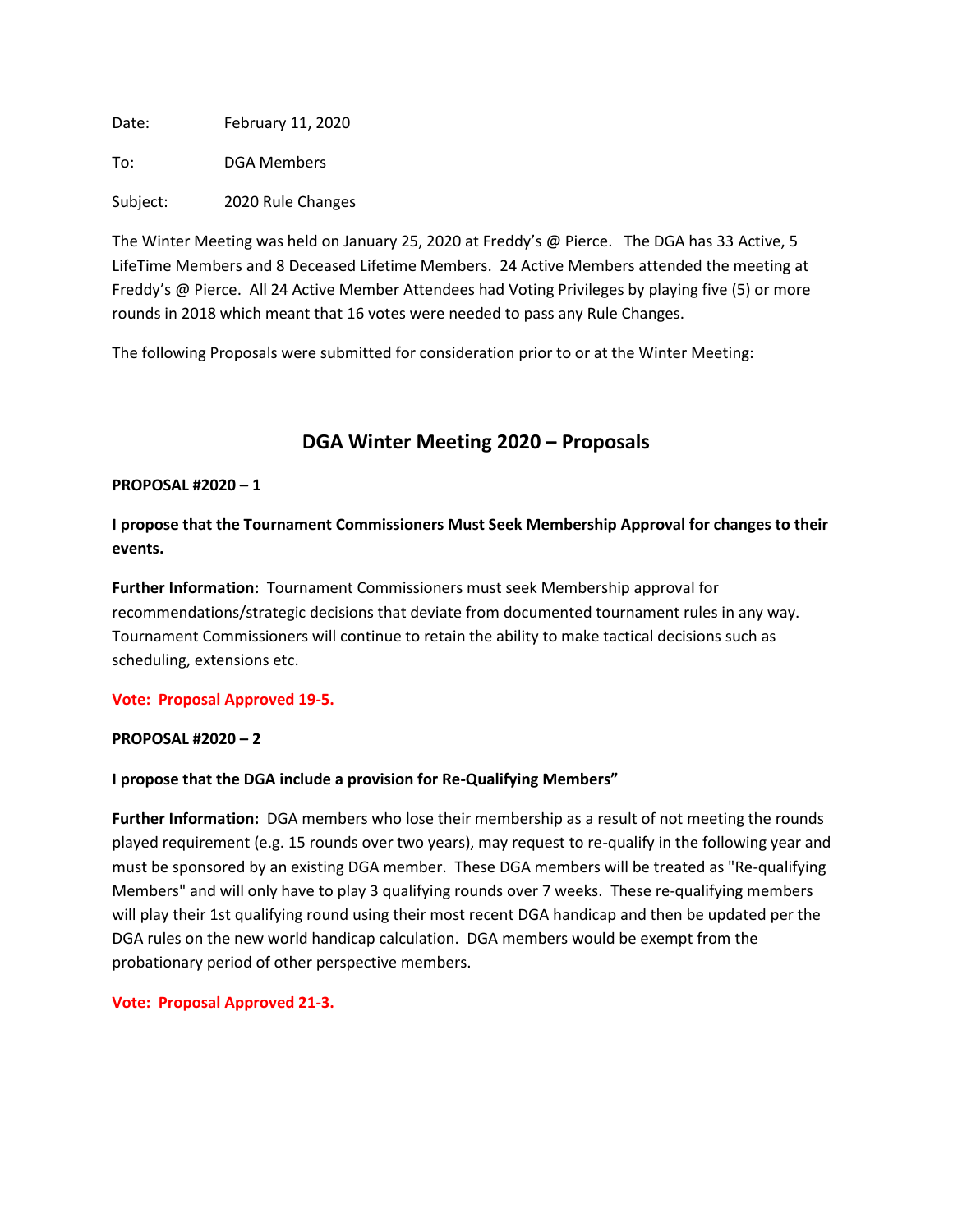Date: February 11, 2020

To: DGA Members

Subject: 2020 Rule Changes

The Winter Meeting was held on January 25, 2020 at Freddy's @ Pierce. The DGA has 33 Active, 5 LifeTime Members and 8 Deceased Lifetime Members. 24 Active Members attended the meeting at Freddy's @ Pierce. All 24 Active Member Attendees had Voting Privileges by playing five (5) or more rounds in 2018 which meant that 16 votes were needed to pass any Rule Changes.

The following Proposals were submitted for consideration prior to or at the Winter Meeting:

## DGA Winter Meeting 2020 – Proposals

**PROPOSAL #2020 – 1**

**I propose that the Tournament Commissioners Must Seek Membership Approval for changes to their events.**

**Further Information:** Tournament Commissioners must seek Membership approval for recommendations/strategic decisions that deviate from documented tournament rules in any way. Tournament Commissioners will continue to retain the ability to make tactical decisions such as scheduling, extensions etc.

**Vote: Proposal Approved 19-5.**

**PROPOSAL #2020 – 2**

**I propose that the DGA include a provision for Re-Qualifying Members"**

**Further Information:** DGA members who lose their membership as a result of not meeting the rounds played requirement (e.g. 15 rounds over two years), may request to re-qualify in the following year and must be sponsored by an existing DGA member. These DGA members will be treated as "Re-qualifying Members" and will only have to play 3 qualifying rounds over 7 weeks. These re-qualifying members will play their 1st qualifying round using their most recent DGA handicap and then be updated per the DGA rules on the new world handicap calculation. DGA members would be exempt from the probationary period of other perspective members.

**Vote: Proposal Approved 21-3.**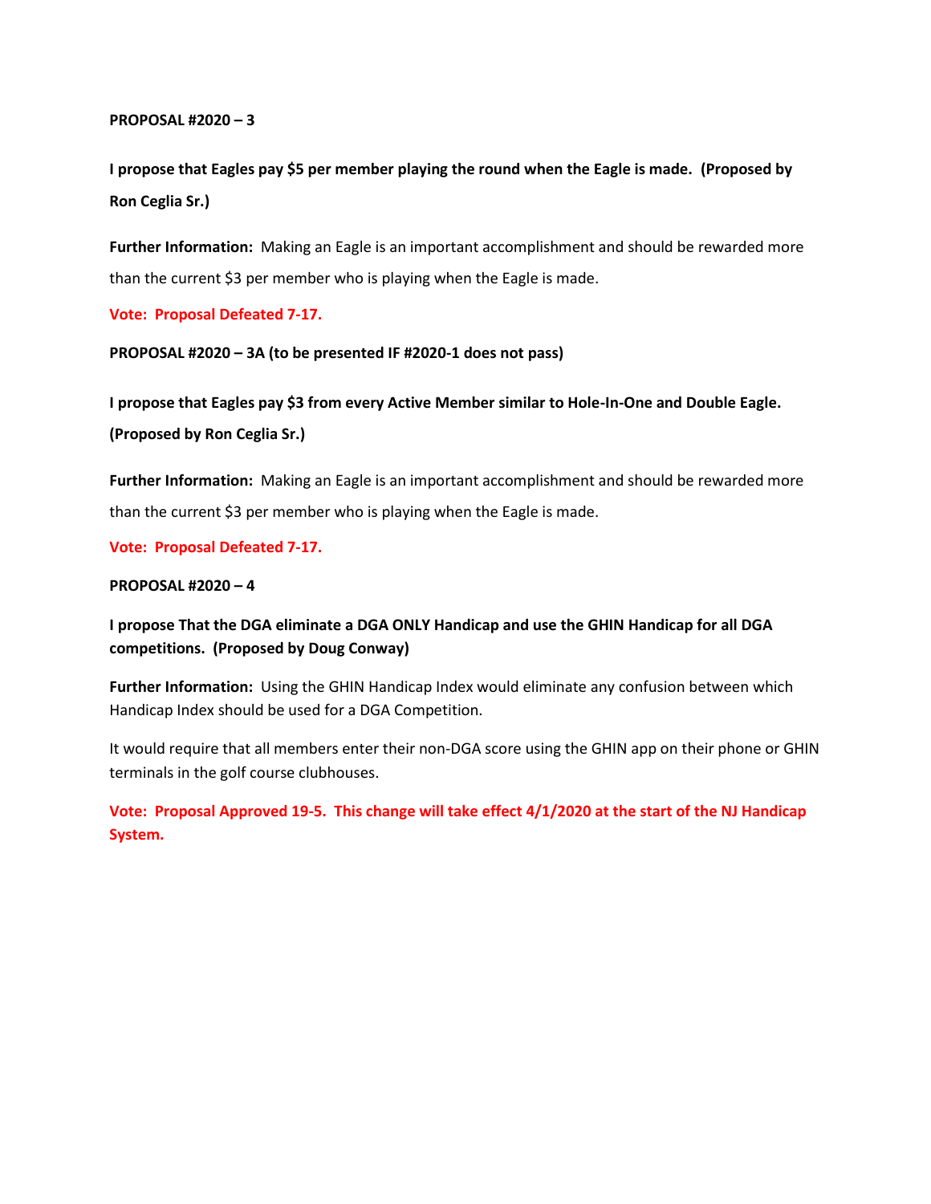**PROPOSAL #2020 – 3**

**I propose that Eagles pay $5 per member playing the round when the Eagle is made. (Proposed by Ron Ceglia Sr.)**

**Further Information:** Making an Eagle is an important accomplishment and should be rewarded more than the current $3 per member who is playing when the Eagle is made.

**Vote: Proposal Defeated 7-17.**

**PROPOSAL #2020 – 3A (to be presented IF #2020-1 does not pass)**

**I propose that Eagles pay $3 from every Active Member similar to Hole-In-One and Double Eagle. (Proposed by Ron Ceglia Sr.)**

**Further Information:** Making an Eagle is an important accomplishment and should be rewarded more than the current $3 per member who is playing when the Eagle is made.

**Vote: Proposal Defeated 7-17.**

**PROPOSAL #2020 – 4**

**I propose That the DGA eliminate a DGA ONLY Handicap and use the GHIN Handicap for all DGA competitions. (Proposed by Doug Conway)**

**Further Information:** Using the GHIN Handicap Index would eliminate any confusion between which Handicap Index should be used for a DGA Competition.

It would require that all members enter their non-DGA score using the GHIN app on their phone or GHIN terminals in the golf course clubhouses.

**Vote: Proposal Approved 19-5. This change will take effect 4/1/2020 at the start of the NJ Handicap System.**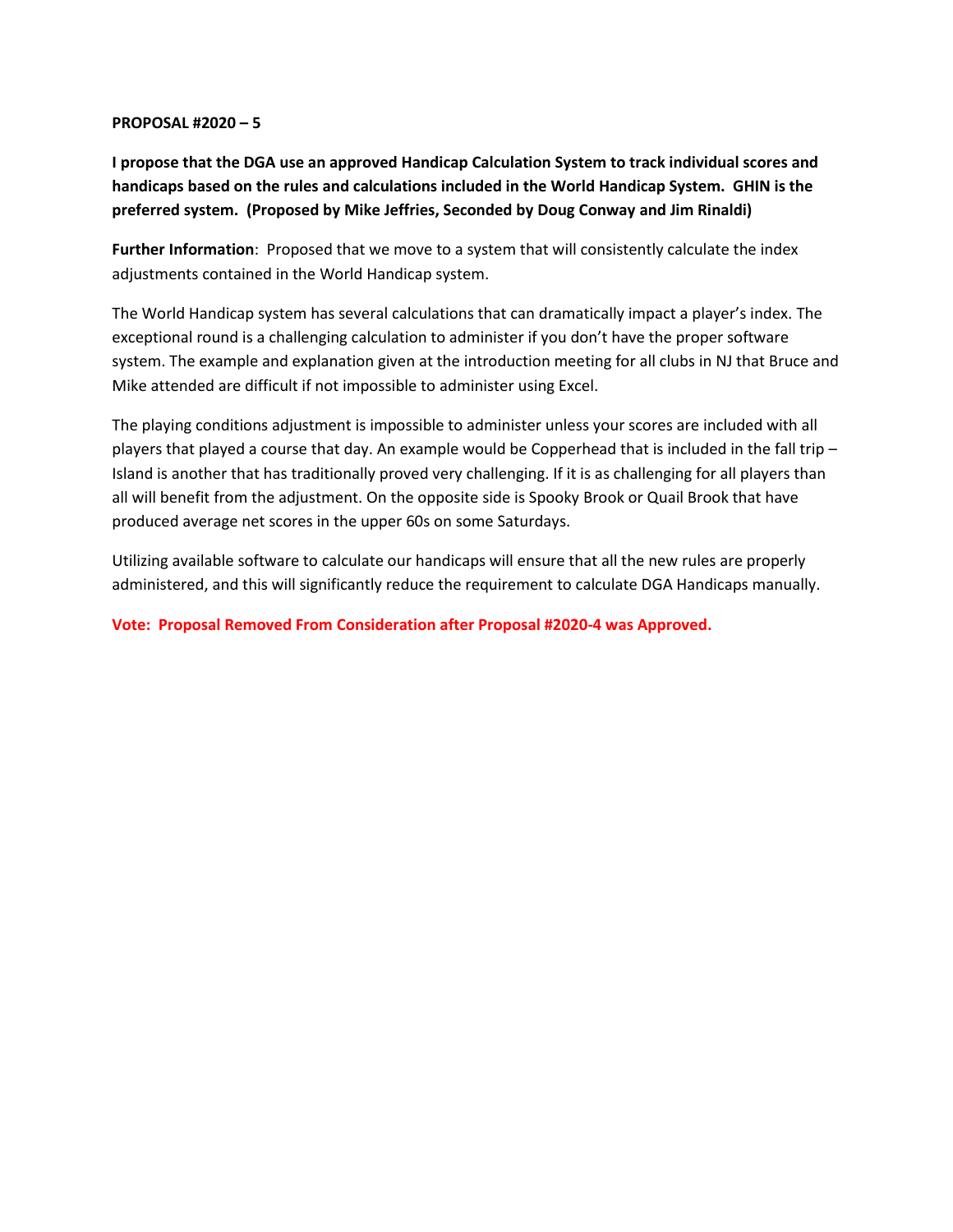**PROPOSAL #2020 – 5**

**I propose that the DGA use an approved Handicap Calculation System to track individual scores and handicaps based on the rules and calculations included in the World Handicap System. GHIN is the preferred system. (Proposed by Mike Jeffries, Seconded by Doug Conway and Jim Rinaldi)**

**Further Information**: Proposed that we move to a system that will consistently calculate the index adjustments contained in the World Handicap system.

The World Handicap system has several calculations that can dramatically impact a player's index. The exceptional round is a challenging calculation to administer if you don't have the proper software system. The example and explanation given at the introduction meeting for all clubs in NJ that Bruce and Mike attended are difficult if not impossible to administer using Excel.

The playing conditions adjustment is impossible to administer unless your scores are included with all players that played a course that day. An example would be Copperhead that is included in the fall trip – Island is another that has traditionally proved very challenging. If it is as challenging for all players than all will benefit from the adjustment. On the opposite side is Spooky Brook or Quail Brook that have produced average net scores in the upper 60s on some Saturdays.

Utilizing available software to calculate our handicaps will ensure that all the new rules are properly administered, and this will significantly reduce the requirement to calculate DGA Handicaps manually.

**Vote: Proposal Removed From Consideration after Proposal #2020-4 was Approved.**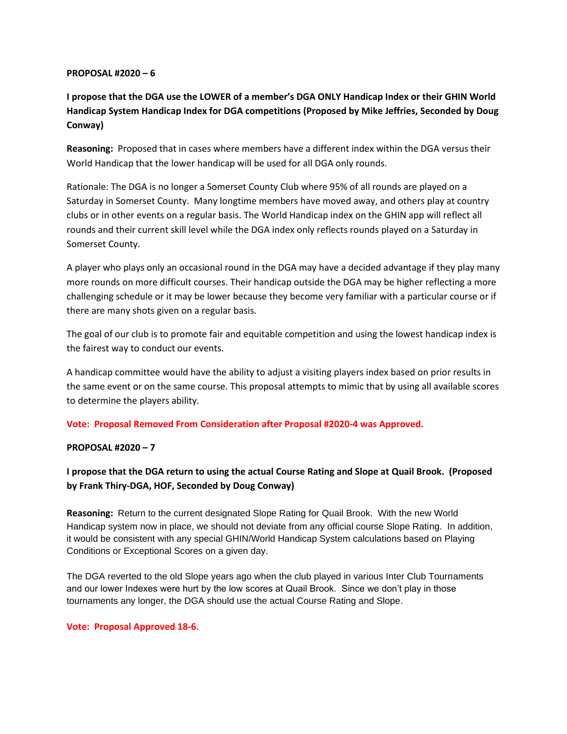**PROPOSAL #2020 – 6**

**I propose that the DGA use the LOWER of a member's DGA ONLY Handicap Index or their GHIN World Handicap System Handicap Index for DGA competitions (Proposed by Mike Jeffries, Seconded by Doug Conway)**

**Reasoning:** Proposed that in cases where members have a different index within the DGA versus their World Handicap that the lower handicap will be used for all DGA only rounds.

Rationale: The DGA is no longer a Somerset County Club where 95% of all rounds are played on a Saturday in Somerset County. Many longtime members have moved away, and others play at country clubs or in other events on a regular basis. The World Handicap index on the GHIN app will reflect all rounds and their current skill level while the DGA index only reflects rounds played on a Saturday in Somerset County.

A player who plays only an occasional round in the DGA may have a decided advantage if they play many more rounds on more difficult courses. Their handicap outside the DGA may be higher reflecting a more challenging schedule or it may be lower because they become very familiar with a particular course or if there are many shots given on a regular basis.

The goal of our club is to promote fair and equitable competition and using the lowest handicap index is the fairest way to conduct our events.

A handicap committee would have the ability to adjust a visiting players index based on prior results in the same event or on the same course. This proposal attempts to mimic that by using all available scores to determine the players ability.

**Vote: Proposal Removed From Consideration after Proposal #2020-4 was Approved.**

**PROPOSAL #2020 – 7**

**I propose that the DGA return to using the actual Course Rating and Slope at Quail Brook. (Proposed by Frank Thiry-DGA, HOF, Seconded by Doug Conway)**

**Reasoning:** Return to the current designated Slope Rating for Quail Brook. With the new World Handicap system now in place, we should not deviate from any official course Slope Rating. In addition, it would be consistent with any special GHIN/World Handicap System calculations based on Playing Conditions or Exceptional Scores on a given day.

The DGA reverted to the old Slope years ago when the club played in various Inter Club Tournaments and our lower Indexes were hurt by the low scores at Quail Brook. Since we don't play in those tournaments any longer, the DGA should use the actual Course Rating and Slope.

**Vote: Proposal Approved 18-6.**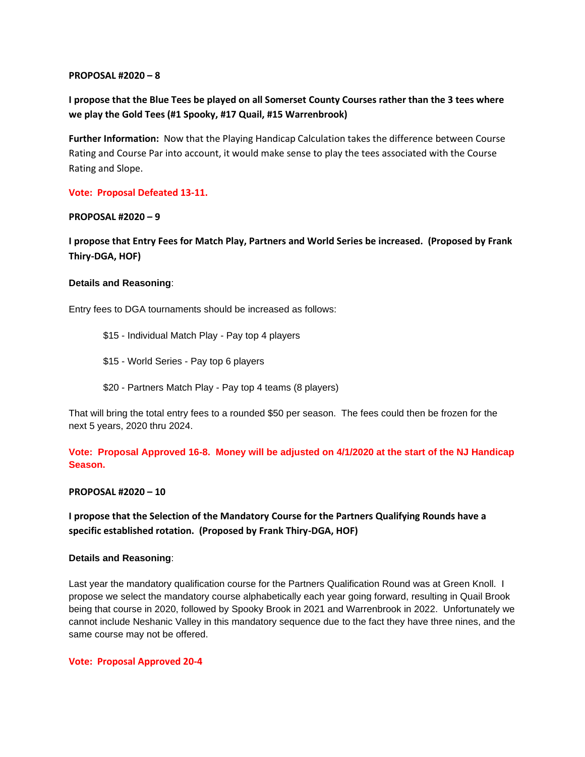**PROPOSAL #2020 – 8**

**I propose that the Blue Tees be played on all Somerset County Courses rather than the 3 tees where we play the Gold Tees (#1 Spooky, #17 Quail, #15 Warrenbrook)**

**Further Information:** Now that the Playing Handicap Calculation takes the difference between Course Rating and Course Par into account, it would make sense to play the tees associated with the Course Rating and Slope.

**Vote: Proposal Defeated 13-11.**

**PROPOSAL #2020 – 9**

**I propose that Entry Fees for Match Play, Partners and World Series be increased. (Proposed by Frank Thiry-DGA, HOF)**

**Details and Reasoning**:

Entry fees to DGA tournaments should be increased as follows:

$15 - Individual Match Play - Pay top 4 players

$15 - World Series - Pay top 6 players

$20 - Partners Match Play - Pay top 4 teams (8 players)

That will bring the total entry fees to a rounded $50 per season. The fees could then be frozen for the next 5 years, 2020 thru 2024.

**Vote: Proposal Approved 16-8. Money will be adjusted on 4/1/2020 at the start of the NJ Handicap Season.**

**PROPOSAL #2020 – 10**

**I propose that the Selection of the Mandatory Course for the Partners Qualifying Rounds have a specific established rotation. (Proposed by Frank Thiry-DGA, HOF)**

**Details and Reasoning**:

Last year the mandatory qualification course for the Partners Qualification Round was at Green Knoll. I propose we select the mandatory course alphabetically each year going forward, resulting in Quail Brook being that course in 2020, followed by Spooky Brook in 2021 and Warrenbrook in 2022. Unfortunately we cannot include Neshanic Valley in this mandatory sequence due to the fact they have three nines, and the same course may not be offered.

**Vote: Proposal Approved 20-4**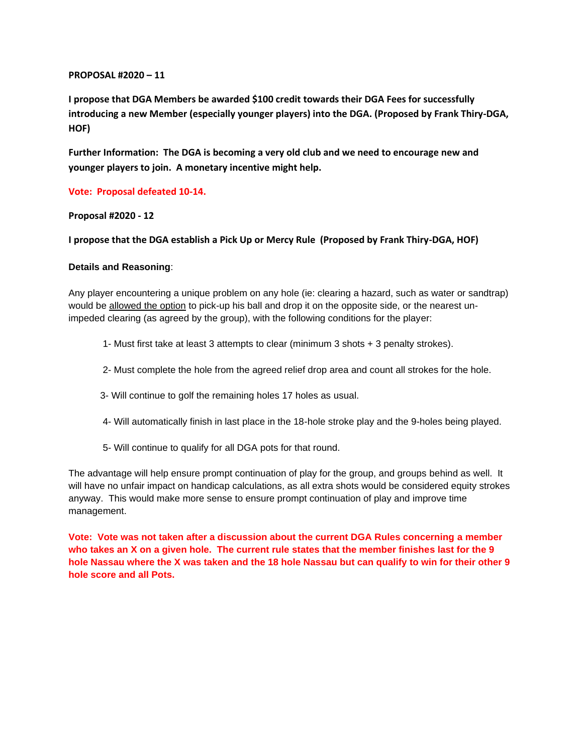**PROPOSAL #2020 – 11**

**I propose that DGA Members be awarded $100 credit towards their DGA Fees for successfully introducing a new Member (especially younger players) into the DGA. (Proposed by Frank Thiry-DGA, HOF)**

**Further Information: The DGA is becoming a very old club and we need to encourage new and younger players to join. A monetary incentive might help.**

**Vote: Proposal defeated 10-14.**

**Proposal #2020 - 12**

**I propose that the DGA establish a Pick Up or Mercy Rule (Proposed by Frank Thiry-DGA, HOF)**

**Details and Reasoning**:

Any player encountering a unique problem on any hole (ie: clearing a hazard, such as water or sandtrap) would be allowed the option to pick-up his ball and drop it on the opposite side, or the nearest un-impeded clearing (as agreed by the group), with the following conditions for the player:

1- Must first take at least 3 attempts to clear (minimum 3 shots + 3 penalty strokes).

2- Must complete the hole from the agreed relief drop area and count all strokes for the hole.

3- Will continue to golf the remaining holes 17 holes as usual.

4- Will automatically finish in last place in the 18-hole stroke play and the 9-holes being played.

5- Will continue to qualify for all DGA pots for that round.

The advantage will help ensure prompt continuation of play for the group, and groups behind as well. It will have no unfair impact on handicap calculations, as all extra shots would be considered equity strokes anyway. This would make more sense to ensure prompt continuation of play and improve time management.

**Vote: Vote was not taken after a discussion about the current DGA Rules concerning a member who takes an X on a given hole. The current rule states that the member finishes last for the 9 hole Nassau where the X was taken and the 18 hole Nassau but can qualify to win for their other 9 hole score and all Pots.**